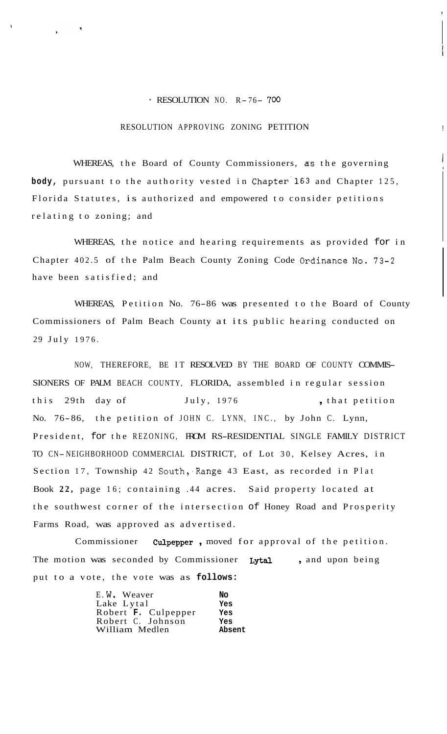# RESOLUTION NO. R-76- 700

## RESOLUTION APPROVING ZONING PETITION

WHEREAS, the Board of County Commissioners, as the governing body, pursuant to the authority vested in Chapter 163 and Chapter 125, Florida Statutes, is authorized and empowered to consider petitions relating to zoning; and

WHEREAS, the notice and hearing requirements as provided for in Chapter 402.5 of the Palm Beach County Zoning Code Ordinance No. 73-2 have been satisfied; and

WHEREAS, Petition No. 76-86 was presented to the Board of County Commissioners of Palm Beach County at its public hearing conducted on 29 July 1976.

NOW, THEREFORE, BE IT RESOLVED BY THE BOARD OF COUNTY COMMISSIONERS OF PALM BEACH COUNTY, FLORIDA, assembled in regular session this 29th day of July, 1976, that petition No. 76-86, the petition of JOHN C. LYNN, INC., by John C. Lynn, President, for the REZONING, FROM RS-RESIDENTIAL SINGLE FAMILY DISTRICT TO CN-NEIGHBORHOOD COMMERCIAL DISTRICT, of Lot 30, Kelsey Acres, in Section 17, Township 42 South, Range 43 East, as recorded in Plat Book 22, page 16; containing .44 acres. Said property located at the southwest corner of the intersection of Honey Road and Prosperity Farms Road, was approved as advertised.

Commissioner Culpepper, moved for approval of the petition. The motion was seconded by Commissioner Lytal, and upon being put to a vote, the vote was as follows:

| | |
|---|---|
| E.W. Weaver | No |
| Lake Lytal | Yes |
| Robert F. Culpepper | Yes |
| Robert C. Johnson | Yes |
| William Medlen | Absent |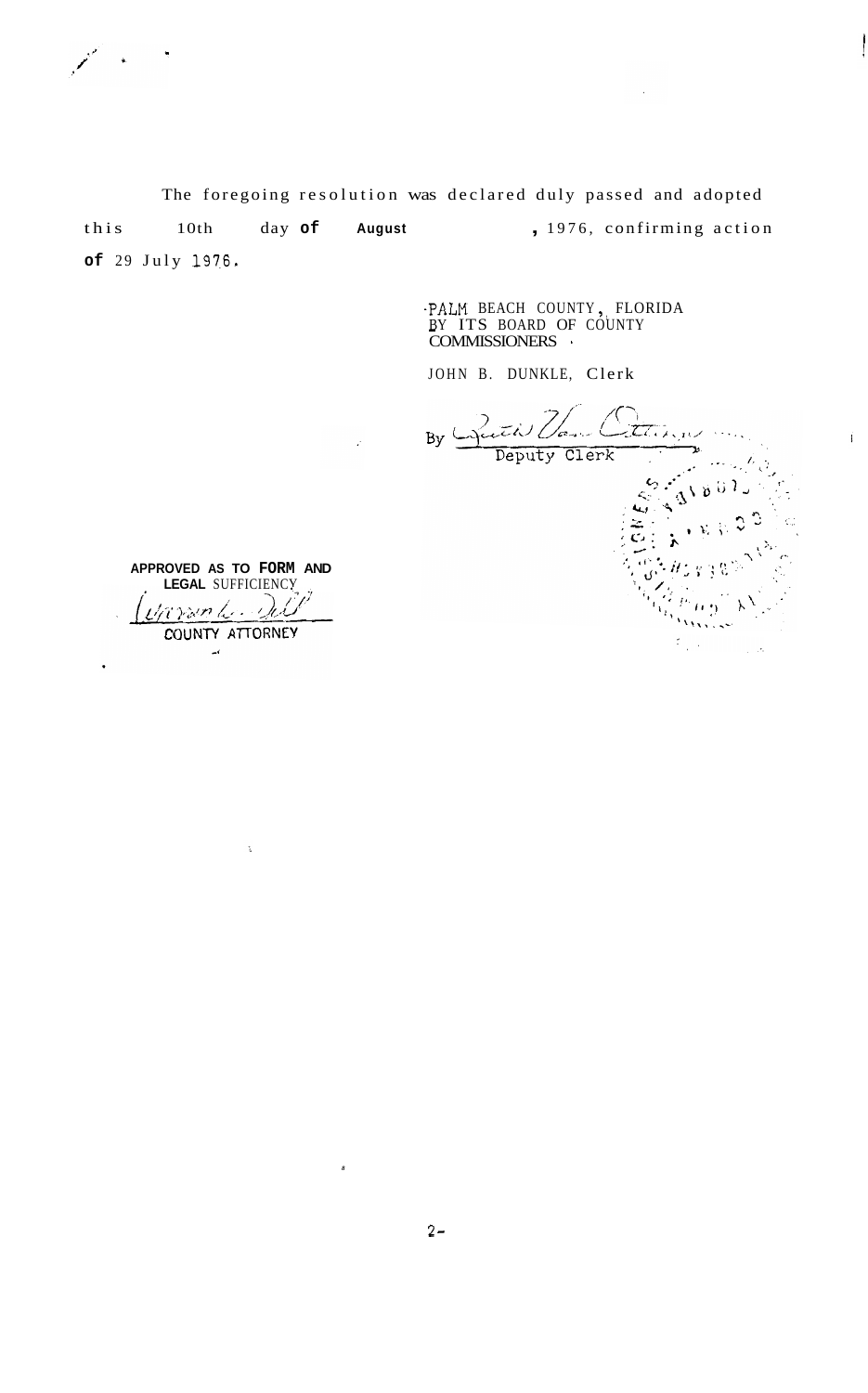The foregoing resolution was declared duly passed and adopted this 10th day of August, 1976, confirming action of 29 July 1976.

PALM BEACH COUNTY, FLORIDA
BY ITS BOARD OF COUNTY
COMMISSIONERS

JOHN B. DUNKLE, Clerk

By _______________
Deputy Clerk

APPROVED AS TO FORM AND
LEGAL SUFFICIENCY

_______________
COUNTY ATTORNEY